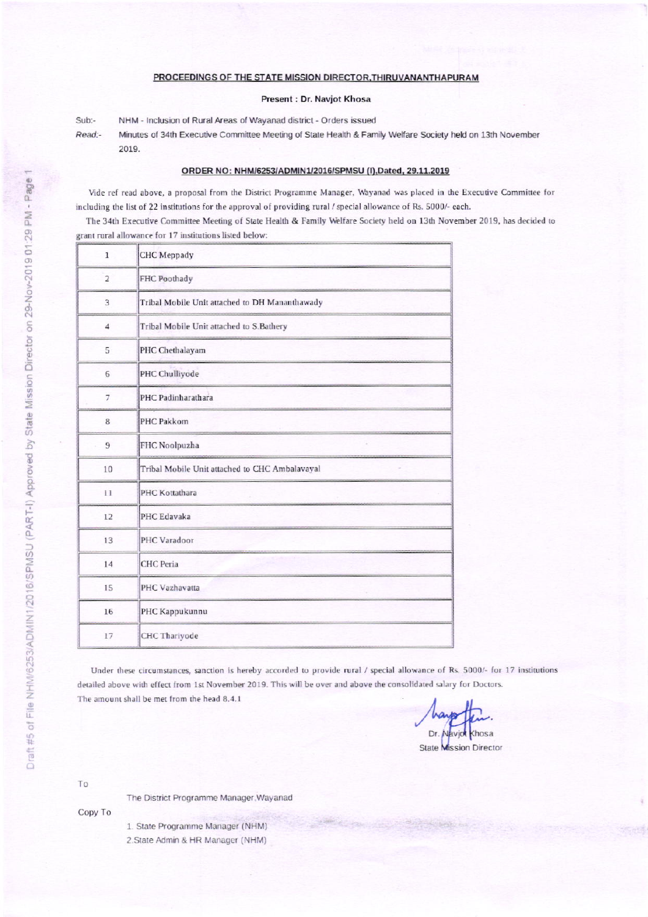## PROCEEDINGS OF THE STATE MISSION DIRECTOR,THIRUVANANTHAPURAM

**Present : Dr. Navjot Khosa**

Sub:- NHM - Inclusion of Rural Areas of Wayanad district - Orders issued

*Read:-* Minutes of 34th Executive Committee Meeting of State Health & Family Welfare Society held on 13th November 2019.

### ORDER NO: NHM/6253/ADMIN1/2016/SPMSU (I),Dated, 29.11.2019

Vide ref read above, a proposal from the District Programme Manager, Wayanad was placed in the Executive Committee for including the list of 22 institutions for the approval of providing rural / special allowance of Rs. 5000/- each.

The 34th Executive Committee Meeting of State Health & Family Welfare Society held on 13th November 2019, has decided to grant rural allowance for 17 institutions listed below:

| | |
|---|---|
| 1 | CHC Meppady |
| 2 | FHC Poothady |
| 3 | Tribal Mobile Unit attached to DH Mananthawady |
| 4 | Tribal Mobile Unit attached to S.Bathery |
| 5 | PHC Chethalayam |
| 6 | PHC Chulliyode |
| 7 | PHC Padinharathara |
| 8 | PHC Pakkom |
| 9 | FHC Noolpuzha |
| 10 | Tribal Mobile Unit attached to CHC Ambalavayal |
| 11 | PHC Kottathara |
| 12 | PHC Edavaka |
| 13 | PHC Varadoor |
| 14 | CHC Peria |
| 15 | PHC Vazhavatta |
| 16 | PHC Kappukunnu |
| 17 | CHC Thariyode |

Under these circumstances, sanction is hereby accorded to provide rural / special allowance of Rs. 5000/- for 17 institutions detailed above with effect from 1st November 2019. This will be over and above the consolidated salary for Doctors. The amount shall be met from the head 8.4.1

Dr. Navjot Khosa
State Mission Director

To

The District Programme Manager,Wayanad

Copy To

1. State Programme Manager (NHM)
2. State Admin & HR Manager (NHM)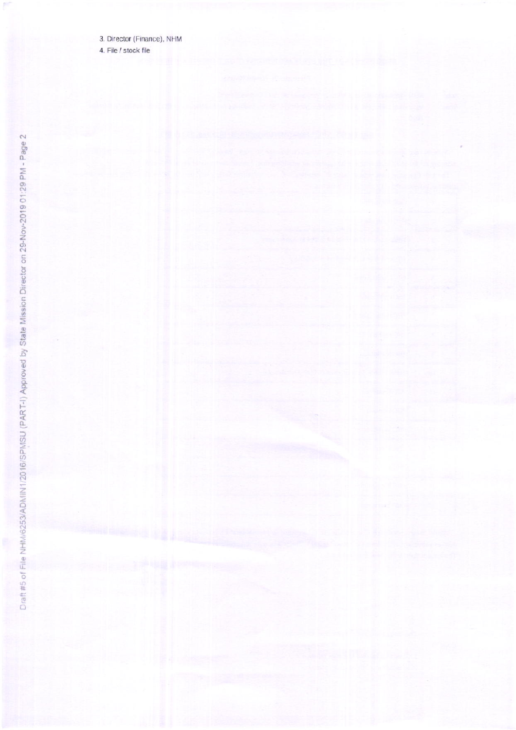3. Director (Finance), NHM
4. File / stock file